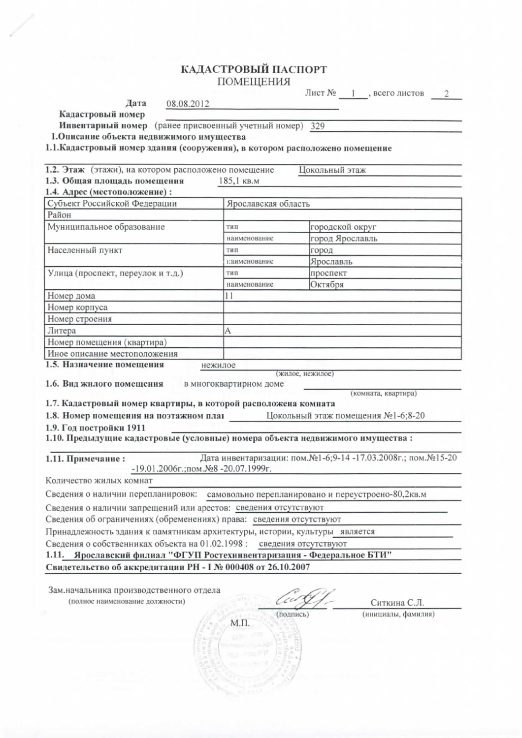# КАДАСТРОВЫЙ ПАСПОРТ
## ПОМЕЩЕНИЯ

Лист № 1 , всего листов 2

**Дата** 08.08.2012

**Кадастровый номер**

**Инвентарный номер** (ранее присвоенный учетный номер) 329

**1.Описание объекта недвижимого имущества**

**1.1.Кадастровый номер здания (сооружения), в котором расположено помещение**

**1.2. Этаж** (этажи), на котором расположено помещение Цокольный этаж

**1.3. Общая площадь помещения** 185,1 кв.м

**1.4. Адрес (местоположение) :**

| | | |
|---|---|---|
| Субъект Российской Федерации | Ярославская область | |
| Район | | |
| Муниципальное образование | тип | городской округ |
| | наименование | город Ярославль |
| Населенный пункт | тип | город |
| | наименование | Ярославль |
| Улица (проспект, переулок и т.д.) | тип | проспект |
| | наименование | Октября |
| Номер дома | 11 | |
| Номер корпуса | | |
| Номер строения | | |
| Литера | А | |
| Номер помещения (квартира) | | |
| Иное описание местоположения | | |

**1.5. Назначение помещения** нежилое
(жилое, нежилое)

**1.6. Вид жилого помещения** в многоквартирном доме
(комната, квартира)

**1.7. Кадастровый номер квартиры, в которой расположена комната**

**1.8. Номер помещения на поэтажном плаı** Цокольный этаж помещения №1-6;8-20

**1.9. Год постройки 1911**

**1.10. Предыдущие кадастровые (условные) номера объекта недвижимого имущества :**

**1.11. Примечание :** Дата инвентаризации: пом.№1-6;9-14 -17.03.2008г.; пом.№15-20 -19.01.2006г.;пом.№8 -20.07.1999г.

Количество жилых комнат

Сведения о наличии перепланировок: самовольно перепланировано и переустроено-80,2кв.м

Сведения о наличии запрещений или арестов: сведения отсутствуют

Сведения об ограничениях (обременениях) права: сведения отсутствуют

Принадлежность здания к памятникам архитектуры, истории, культуры является

Сведения о собственниках объекта на 01.02.1998 : сведения отсутствуют

**1.11. Ярославский филиал "ФГУП Ростехинвентаризация - Федеральное БТИ"**

**Свидетельство об аккредитации РН - I № 000408 от 26.10.2007**

Зам.начальника производственного отдела
(полное наименование должности)

(подпись) Ситкина С.Л.
(инициалы, фамилия)

М.П.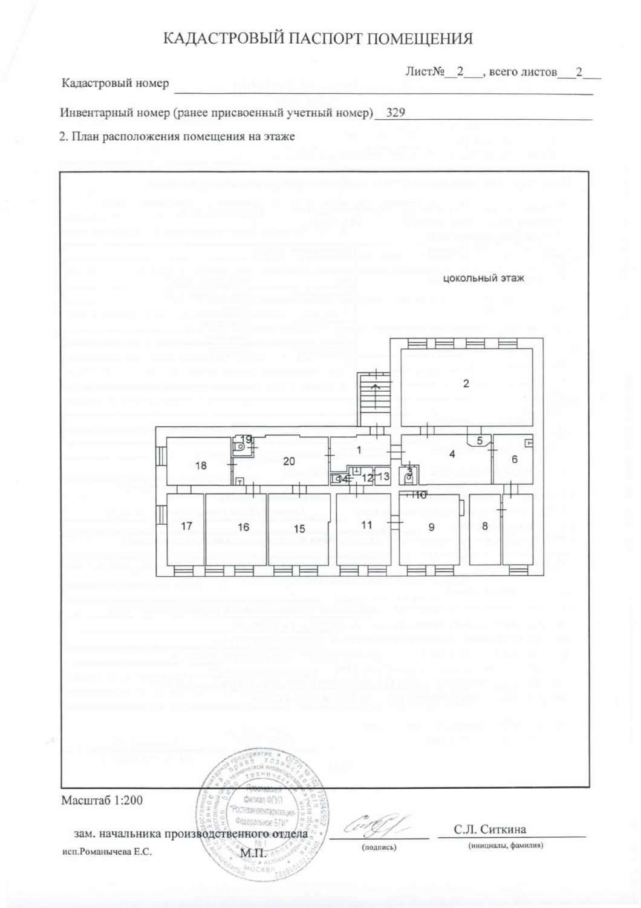# КАДАСТРОВЫЙ ПАСПОРТ ПОМЕЩЕНИЯ

Лист№ 2 , всего листов 2

Кадастровый номер

Инвентарный номер (ранее присвоенный учетный номер) 329

2. План расположения помещения на этаже

цокольный этаж

2

1

4

5

6

18

19

20

3

34

12

13

10

17

16

15

11

9

8

Масштаб 1:200

зам. начальника производственного отдела М.П. (подпись) С.Л. Ситкина (инициалы, фамилия)

исп.Романычева Е.С.